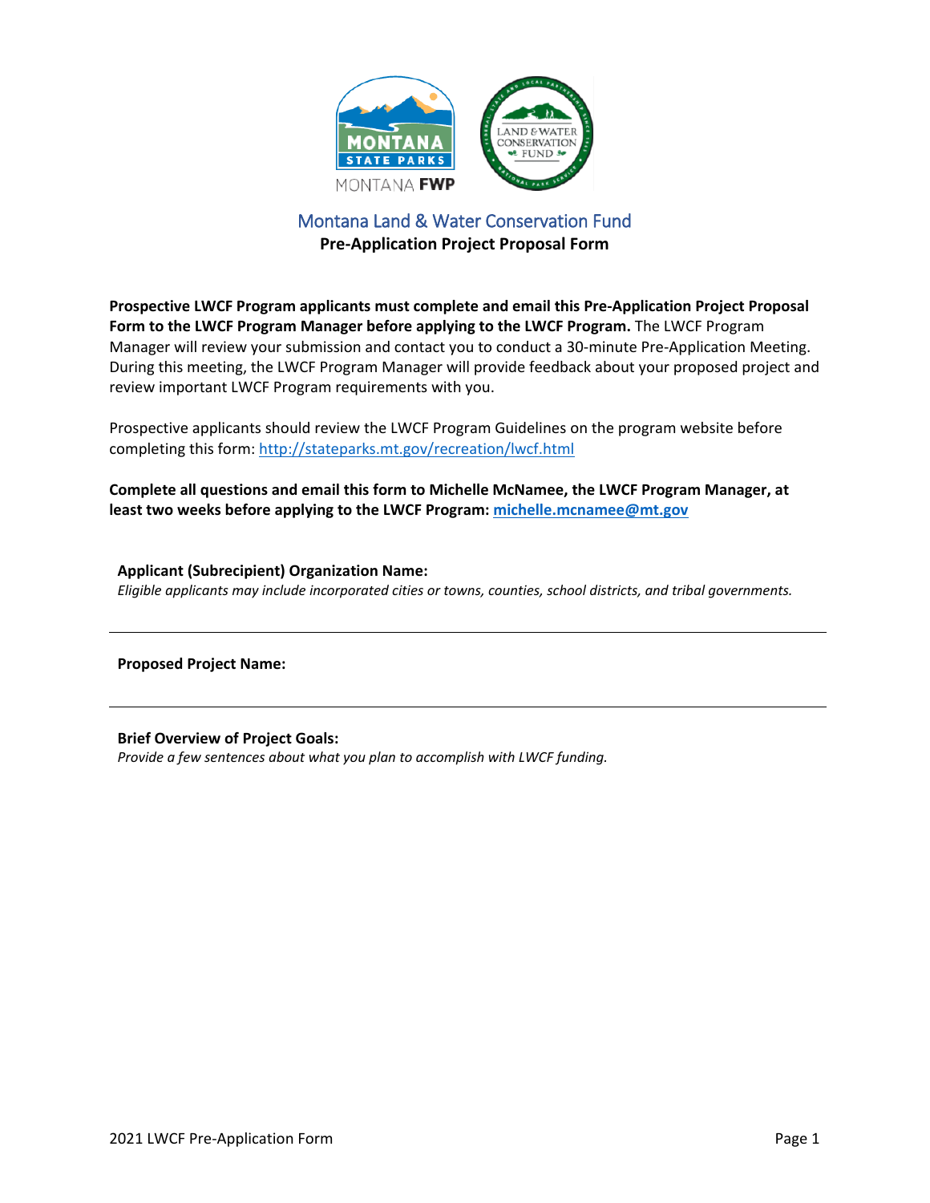# Montana Land & Water Conservation Fund

## Pre-Application Project Proposal Form

**Prospective LWCF Program applicants must complete and email this Pre-Application Project Proposal Form to the LWCF Program Manager before applying to the LWCF Program.** The LWCF Program Manager will review your submission and contact you to conduct a 30-minute Pre-Application Meeting. During this meeting, the LWCF Program Manager will provide feedback about your proposed project and review important LWCF Program requirements with you.

Prospective applicants should review the LWCF Program Guidelines on the program website before completing this form: http://stateparks.mt.gov/recreation/lwcf.html

**Complete all questions and email this form to Michelle McNamee, the LWCF Program Manager, at least two weeks before applying to the LWCF Program: michelle.mcnamee@mt.gov**

**Applicant (Subrecipient) Organization Name:**
*Eligible applicants may include incorporated cities or towns, counties, school districts, and tribal governments.*

---

**Proposed Project Name:**

---

**Brief Overview of Project Goals:**
*Provide a few sentences about what you plan to accomplish with LWCF funding.*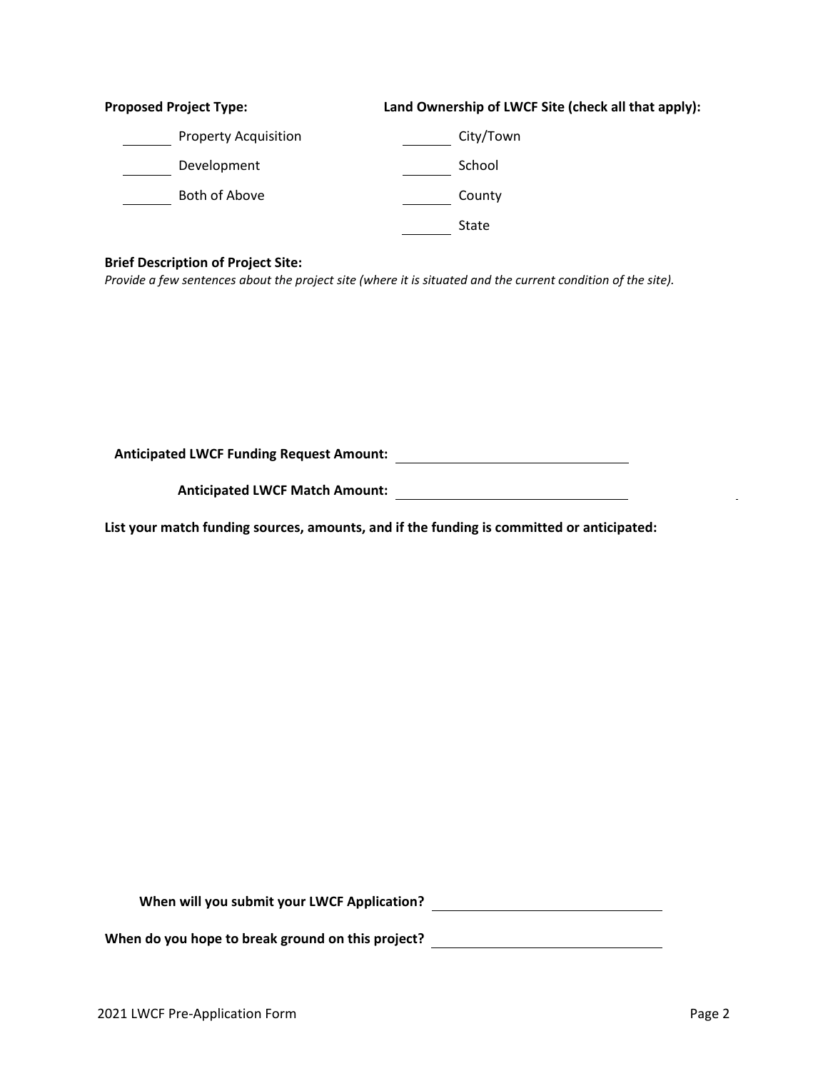**Proposed Project Type:**

_______ Property Acquisition

_______ Development

_______ Both of Above

**Land Ownership of LWCF Site (check all that apply):**

_______ City/Town

_______ School

_______ County

_______ State

**Brief Description of Project Site:**

*Provide a few sentences about the project site (where it is situated and the current condition of the site).*

**Anticipated LWCF Funding Request Amount:** _______________________

**Anticipated LWCF Match Amount:** _______________________

**List your match funding sources, amounts, and if the funding is committed or anticipated:**

**When will you submit your LWCF Application?** _______________________

**When do you hope to break ground on this project?** _______________________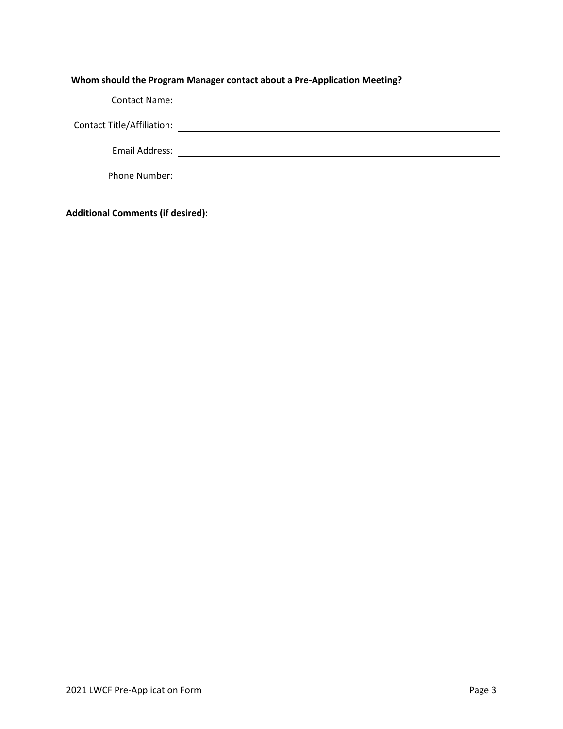**Whom should the Program Manager contact about a Pre-Application Meeting?**

Contact Name: \_\_\_\_\_\_\_\_\_\_\_\_\_\_\_\_\_\_\_\_\_\_\_\_\_\_\_\_\_\_\_\_\_\_\_\_\_\_\_\_

Contact Title/Affiliation: \_\_\_\_\_\_\_\_\_\_\_\_\_\_\_\_\_\_\_\_\_\_\_\_\_\_\_\_\_\_\_\_\_\_\_\_\_\_\_\_

Email Address: \_\_\_\_\_\_\_\_\_\_\_\_\_\_\_\_\_\_\_\_\_\_\_\_\_\_\_\_\_\_\_\_\_\_\_\_\_\_\_\_

Phone Number: \_\_\_\_\_\_\_\_\_\_\_\_\_\_\_\_\_\_\_\_\_\_\_\_\_\_\_\_\_\_\_\_\_\_\_\_\_\_\_\_

**Additional Comments (if desired):**